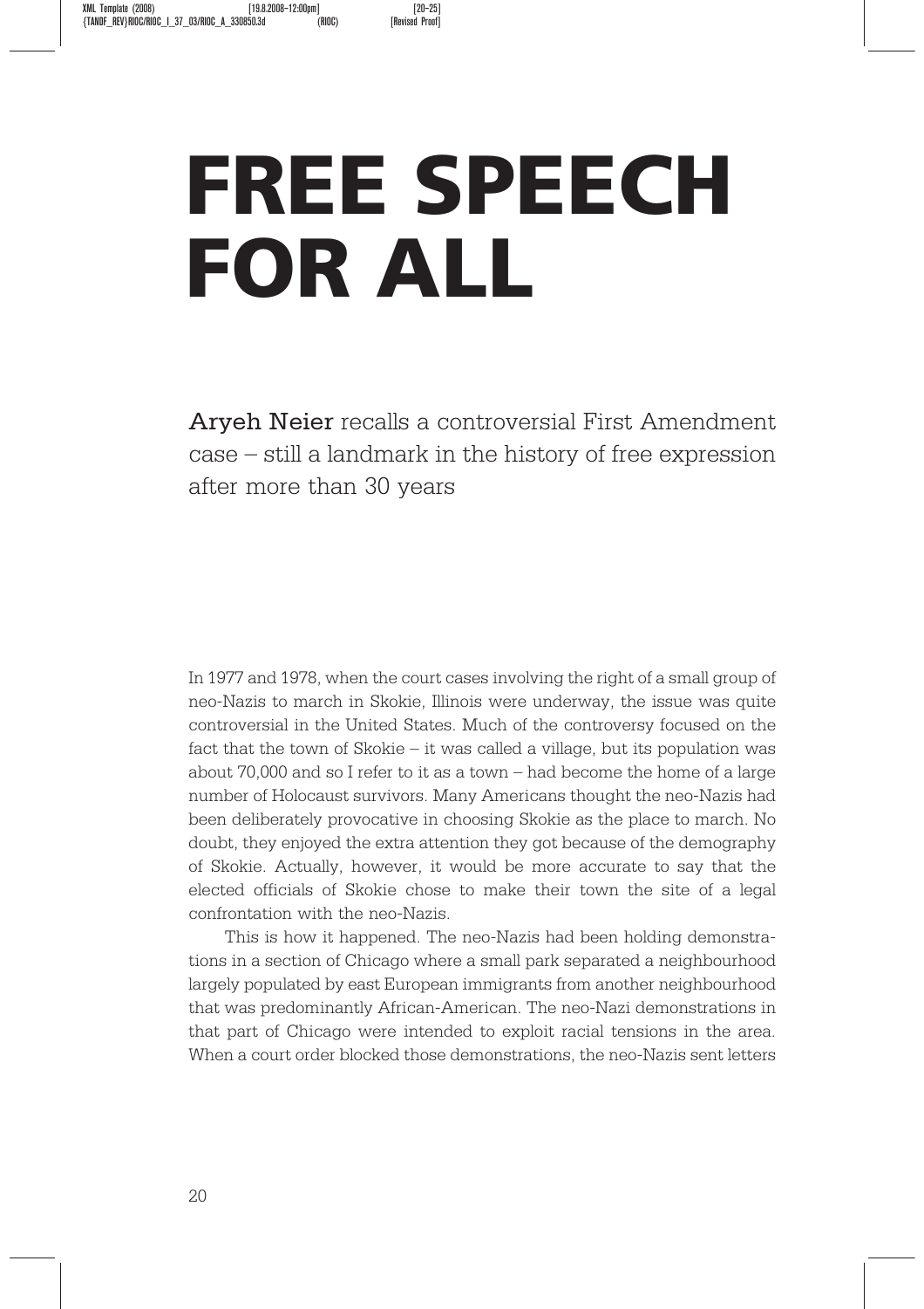# FREE SPEECH FOR ALL

**Aryeh Neier** recalls a controversial First Amendment case – still a landmark in the history of free expression after more than 30 years

In 1977 and 1978, when the court cases involving the right of a small group of neo-Nazis to march in Skokie, Illinois were underway, the issue was quite controversial in the United States. Much of the controversy focused on the fact that the town of Skokie – it was called a village, but its population was about 70,000 and so I refer to it as a town – had become the home of a large number of Holocaust survivors. Many Americans thought the neo-Nazis had been deliberately provocative in choosing Skokie as the place to march. No doubt, they enjoyed the extra attention they got because of the demography of Skokie. Actually, however, it would be more accurate to say that the elected officials of Skokie chose to make their town the site of a legal confrontation with the neo-Nazis.

This is how it happened. The neo-Nazis had been holding demonstrations in a section of Chicago where a small park separated a neighbourhood largely populated by east European immigrants from another neighbourhood that was predominantly African-American. The neo-Nazi demonstrations in that part of Chicago were intended to exploit racial tensions in the area. When a court order blocked those demonstrations, the neo-Nazis sent letters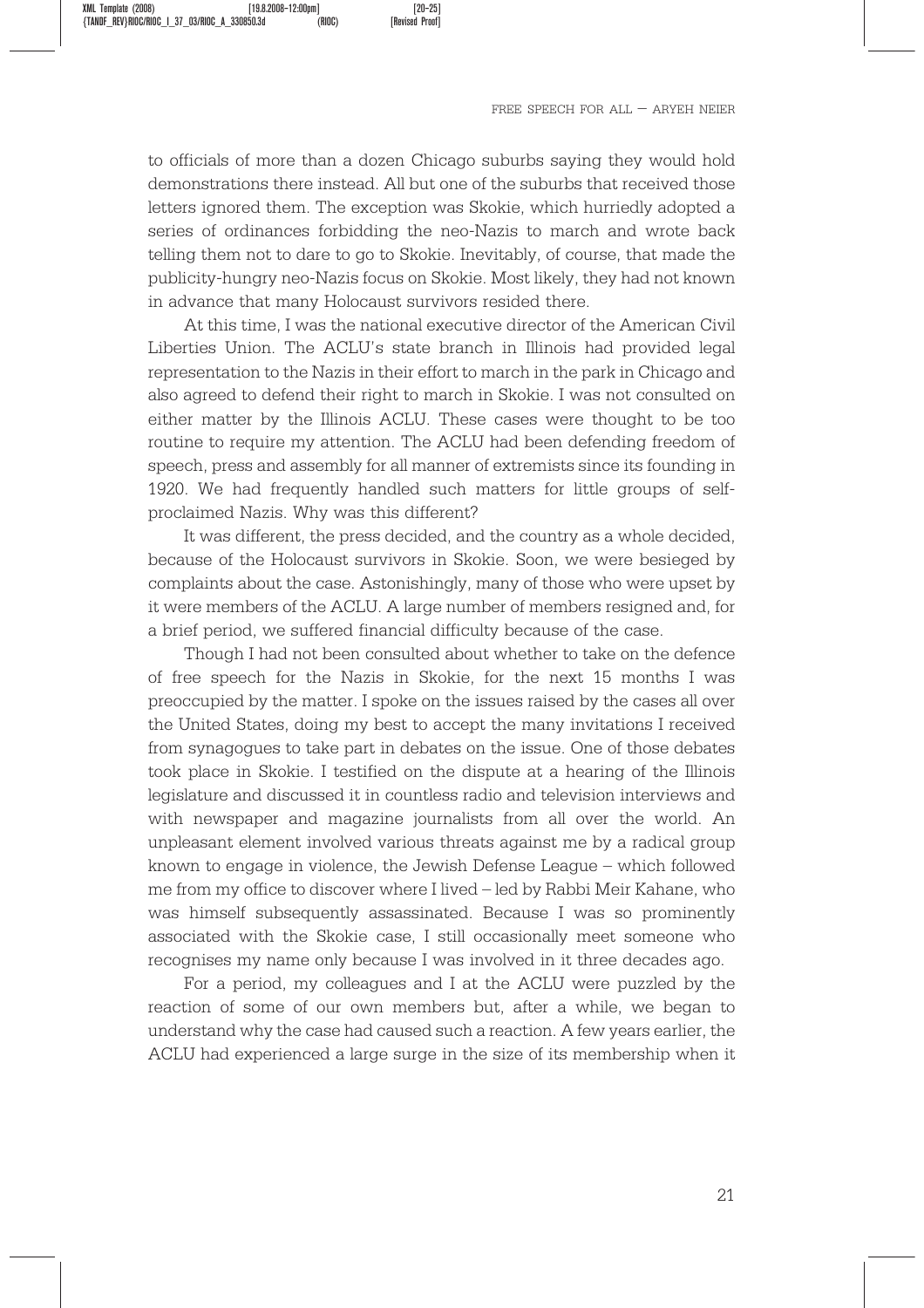to officials of more than a dozen Chicago suburbs saying they would hold demonstrations there instead. All but one of the suburbs that received those letters ignored them. The exception was Skokie, which hurriedly adopted a series of ordinances forbidding the neo-Nazis to march and wrote back telling them not to dare to go to Skokie. Inevitably, of course, that made the publicity-hungry neo-Nazis focus on Skokie. Most likely, they had not known in advance that many Holocaust survivors resided there.

At this time, I was the national executive director of the American Civil Liberties Union. The ACLU's state branch in Illinois had provided legal representation to the Nazis in their effort to march in the park in Chicago and also agreed to defend their right to march in Skokie. I was not consulted on either matter by the Illinois ACLU. These cases were thought to be too routine to require my attention. The ACLU had been defending freedom of speech, press and assembly for all manner of extremists since its founding in 1920. We had frequently handled such matters for little groups of self-proclaimed Nazis. Why was this different?

It was different, the press decided, and the country as a whole decided, because of the Holocaust survivors in Skokie. Soon, we were besieged by complaints about the case. Astonishingly, many of those who were upset by it were members of the ACLU. A large number of members resigned and, for a brief period, we suffered financial difficulty because of the case.

Though I had not been consulted about whether to take on the defence of free speech for the Nazis in Skokie, for the next 15 months I was preoccupied by the matter. I spoke on the issues raised by the cases all over the United States, doing my best to accept the many invitations I received from synagogues to take part in debates on the issue. One of those debates took place in Skokie. I testified on the dispute at a hearing of the Illinois legislature and discussed it in countless radio and television interviews and with newspaper and magazine journalists from all over the world. An unpleasant element involved various threats against me by a radical group known to engage in violence, the Jewish Defense League – which followed me from my office to discover where I lived – led by Rabbi Meir Kahane, who was himself subsequently assassinated. Because I was so prominently associated with the Skokie case, I still occasionally meet someone who recognises my name only because I was involved in it three decades ago.

For a period, my colleagues and I at the ACLU were puzzled by the reaction of some of our own members but, after a while, we began to understand why the case had caused such a reaction. A few years earlier, the ACLU had experienced a large surge in the size of its membership when it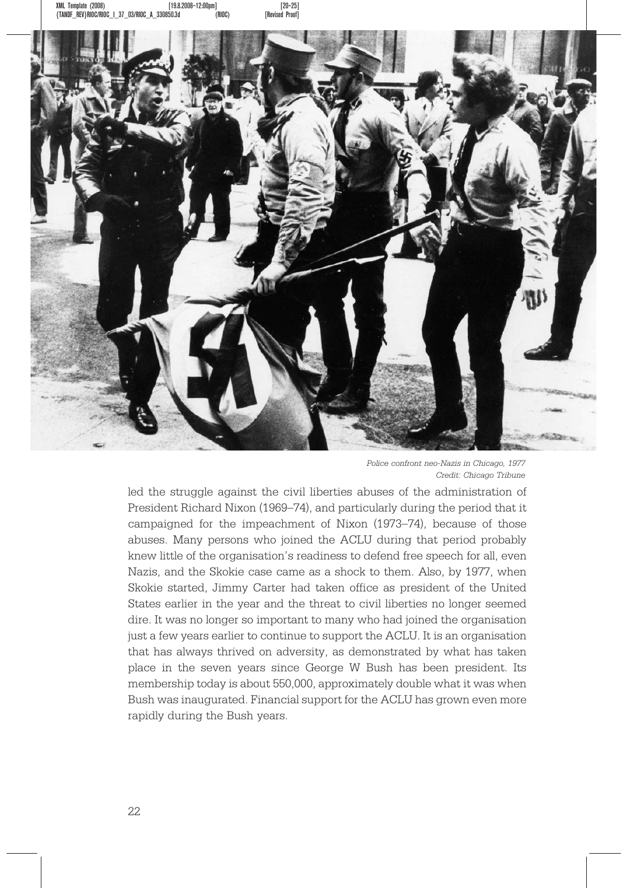*Police confront neo-Nazis in Chicago, 1977*
*Credit: Chicago Tribune*

led the struggle against the civil liberties abuses of the administration of President Richard Nixon (1969–74), and particularly during the period that it campaigned for the impeachment of Nixon (1973–74), because of those abuses. Many persons who joined the ACLU during that period probably knew little of the organisation's readiness to defend free speech for all, even Nazis, and the Skokie case came as a shock to them. Also, by 1977, when Skokie started, Jimmy Carter had taken office as president of the United States earlier in the year and the threat to civil liberties no longer seemed dire. It was no longer so important to many who had joined the organisation just a few years earlier to continue to support the ACLU. It is an organisation that has always thrived on adversity, as demonstrated by what has taken place in the seven years since George W Bush has been president. Its membership today is about 550,000, approximately double what it was when Bush was inaugurated. Financial support for the ACLU has grown even more rapidly during the Bush years.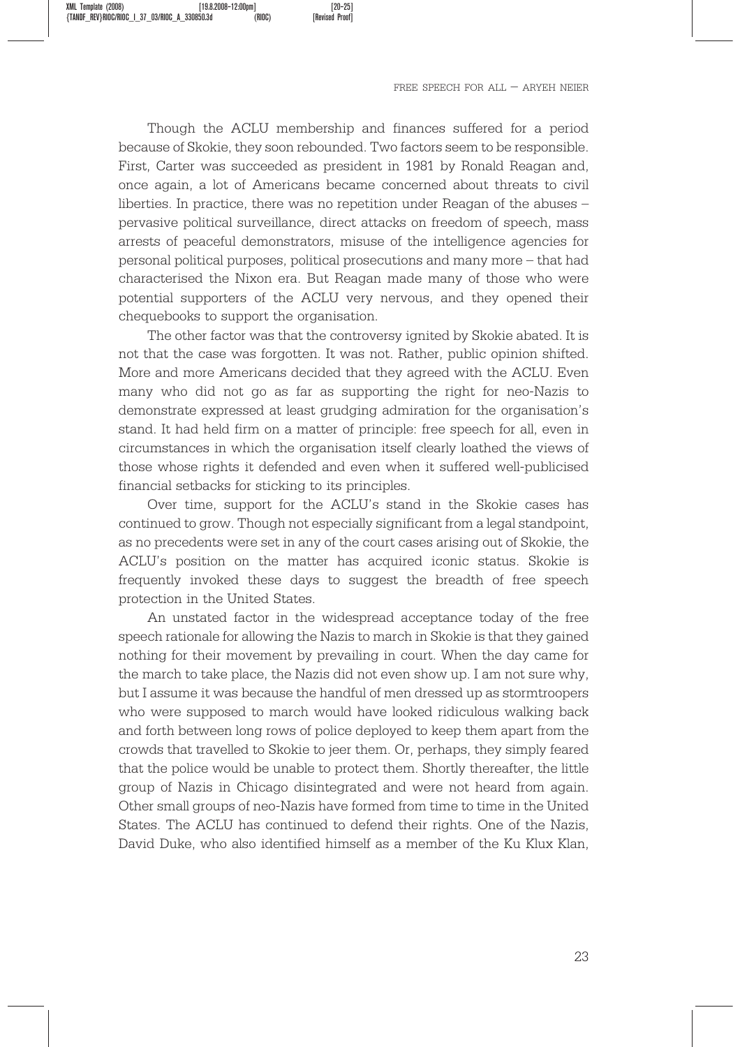Though the ACLU membership and finances suffered for a period because of Skokie, they soon rebounded. Two factors seem to be responsible. First, Carter was succeeded as president in 1981 by Ronald Reagan and, once again, a lot of Americans became concerned about threats to civil liberties. In practice, there was no repetition under Reagan of the abuses – pervasive political surveillance, direct attacks on freedom of speech, mass arrests of peaceful demonstrators, misuse of the intelligence agencies for personal political purposes, political prosecutions and many more – that had characterised the Nixon era. But Reagan made many of those who were potential supporters of the ACLU very nervous, and they opened their chequebooks to support the organisation.

The other factor was that the controversy ignited by Skokie abated. It is not that the case was forgotten. It was not. Rather, public opinion shifted. More and more Americans decided that they agreed with the ACLU. Even many who did not go as far as supporting the right for neo-Nazis to demonstrate expressed at least grudging admiration for the organisation's stand. It had held firm on a matter of principle: free speech for all, even in circumstances in which the organisation itself clearly loathed the views of those whose rights it defended and even when it suffered well-publicised financial setbacks for sticking to its principles.

Over time, support for the ACLU's stand in the Skokie cases has continued to grow. Though not especially significant from a legal standpoint, as no precedents were set in any of the court cases arising out of Skokie, the ACLU's position on the matter has acquired iconic status. Skokie is frequently invoked these days to suggest the breadth of free speech protection in the United States.

An unstated factor in the widespread acceptance today of the free speech rationale for allowing the Nazis to march in Skokie is that they gained nothing for their movement by prevailing in court. When the day came for the march to take place, the Nazis did not even show up. I am not sure why, but I assume it was because the handful of men dressed up as stormtroopers who were supposed to march would have looked ridiculous walking back and forth between long rows of police deployed to keep them apart from the crowds that travelled to Skokie to jeer them. Or, perhaps, they simply feared that the police would be unable to protect them. Shortly thereafter, the little group of Nazis in Chicago disintegrated and were not heard from again. Other small groups of neo-Nazis have formed from time to time in the United States. The ACLU has continued to defend their rights. One of the Nazis, David Duke, who also identified himself as a member of the Ku Klux Klan,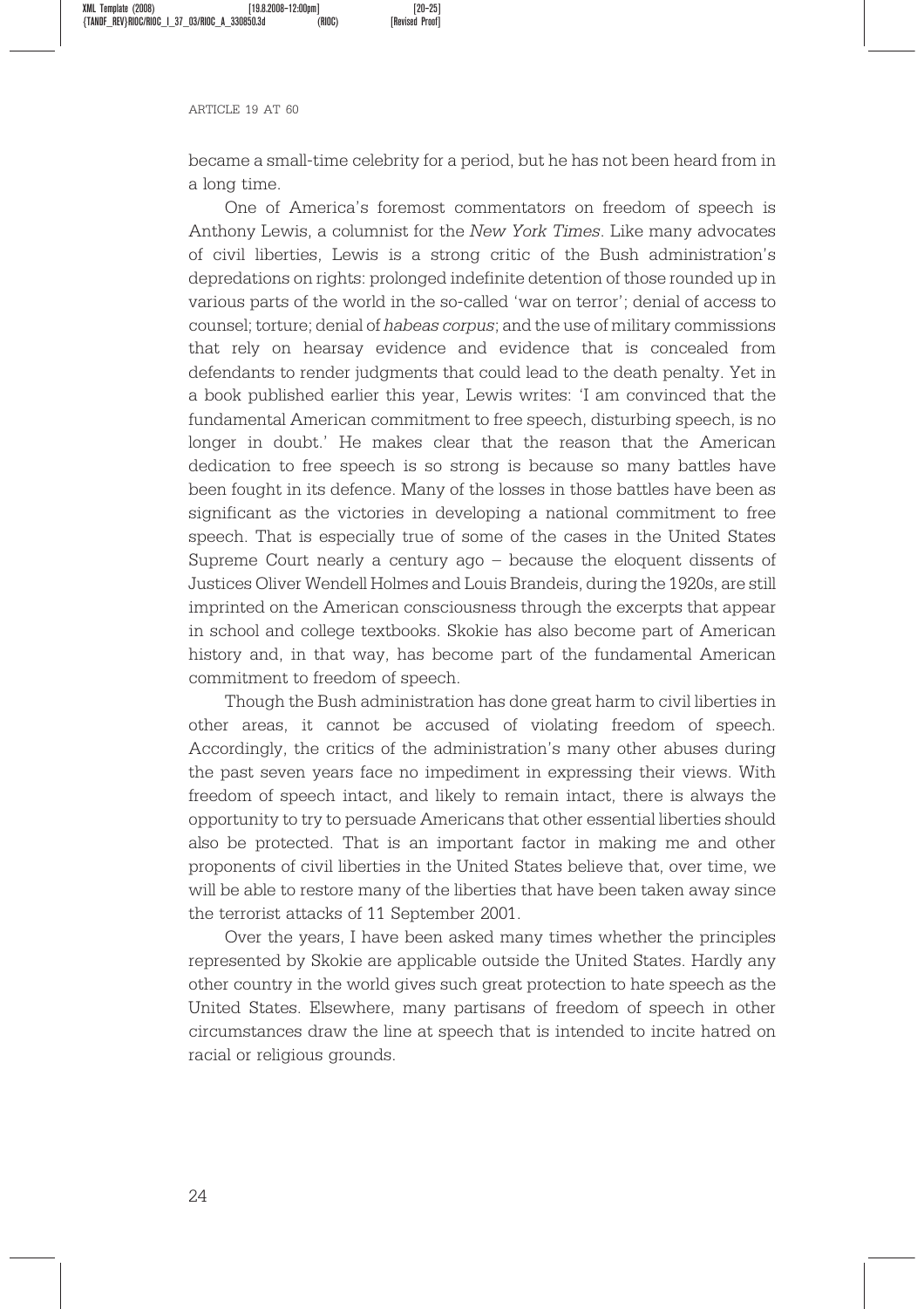became a small-time celebrity for a period, but he has not been heard from in a long time.

One of America's foremost commentators on freedom of speech is Anthony Lewis, a columnist for the *New York Times*. Like many advocates of civil liberties, Lewis is a strong critic of the Bush administration's depredations on rights: prolonged indefinite detention of those rounded up in various parts of the world in the so-called 'war on terror'; denial of access to counsel; torture; denial of *habeas corpus*; and the use of military commissions that rely on hearsay evidence and evidence that is concealed from defendants to render judgments that could lead to the death penalty. Yet in a book published earlier this year, Lewis writes: 'I am convinced that the fundamental American commitment to free speech, disturbing speech, is no longer in doubt.' He makes clear that the reason that the American dedication to free speech is so strong is because so many battles have been fought in its defence. Many of the losses in those battles have been as significant as the victories in developing a national commitment to free speech. That is especially true of some of the cases in the United States Supreme Court nearly a century ago – because the eloquent dissents of Justices Oliver Wendell Holmes and Louis Brandeis, during the 1920s, are still imprinted on the American consciousness through the excerpts that appear in school and college textbooks. Skokie has also become part of American history and, in that way, has become part of the fundamental American commitment to freedom of speech.

Though the Bush administration has done great harm to civil liberties in other areas, it cannot be accused of violating freedom of speech. Accordingly, the critics of the administration's many other abuses during the past seven years face no impediment in expressing their views. With freedom of speech intact, and likely to remain intact, there is always the opportunity to try to persuade Americans that other essential liberties should also be protected. That is an important factor in making me and other proponents of civil liberties in the United States believe that, over time, we will be able to restore many of the liberties that have been taken away since the terrorist attacks of 11 September 2001.

Over the years, I have been asked many times whether the principles represented by Skokie are applicable outside the United States. Hardly any other country in the world gives such great protection to hate speech as the United States. Elsewhere, many partisans of freedom of speech in other circumstances draw the line at speech that is intended to incite hatred on racial or religious grounds.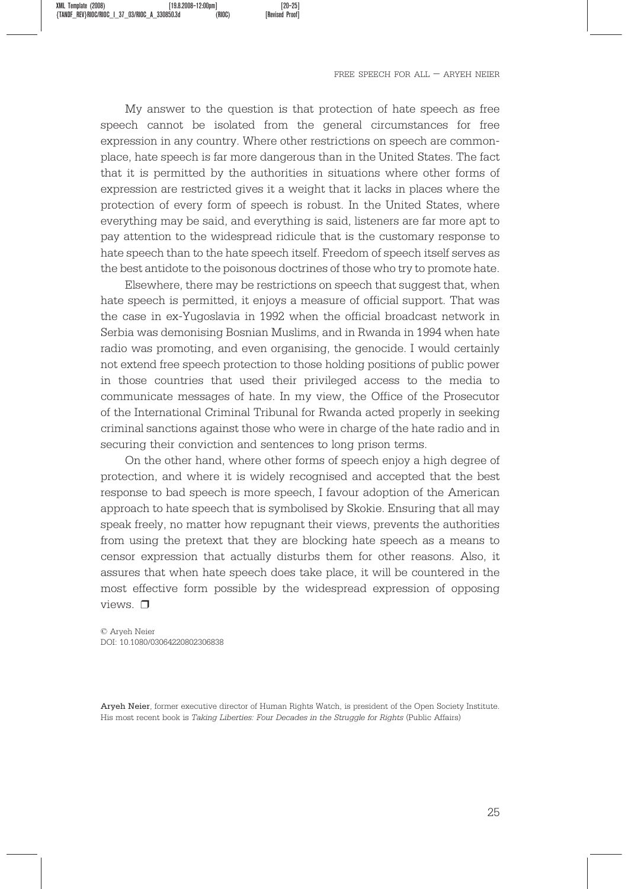My answer to the question is that protection of hate speech as free speech cannot be isolated from the general circumstances for free expression in any country. Where other restrictions on speech are commonplace, hate speech is far more dangerous than in the United States. The fact that it is permitted by the authorities in situations where other forms of expression are restricted gives it a weight that it lacks in places where the protection of every form of speech is robust. In the United States, where everything may be said, and everything is said, listeners are far more apt to pay attention to the widespread ridicule that is the customary response to hate speech than to the hate speech itself. Freedom of speech itself serves as the best antidote to the poisonous doctrines of those who try to promote hate.

Elsewhere, there may be restrictions on speech that suggest that, when hate speech is permitted, it enjoys a measure of official support. That was the case in ex-Yugoslavia in 1992 when the official broadcast network in Serbia was demonising Bosnian Muslims, and in Rwanda in 1994 when hate radio was promoting, and even organising, the genocide. I would certainly not extend free speech protection to those holding positions of public power in those countries that used their privileged access to the media to communicate messages of hate. In my view, the Office of the Prosecutor of the International Criminal Tribunal for Rwanda acted properly in seeking criminal sanctions against those who were in charge of the hate radio and in securing their conviction and sentences to long prison terms.

On the other hand, where other forms of speech enjoy a high degree of protection, and where it is widely recognised and accepted that the best response to bad speech is more speech, I favour adoption of the American approach to hate speech that is symbolised by Skokie. Ensuring that all may speak freely, no matter how repugnant their views, prevents the authorities from using the pretext that they are blocking hate speech as a means to censor expression that actually disturbs them for other reasons. Also, it assures that when hate speech does take place, it will be countered in the most effective form possible by the widespread expression of opposing views. ❐

© Aryeh Neier
DOI: 10.1080/03064220802306838

**Aryeh Neier**, former executive director of Human Rights Watch, is president of the Open Society Institute. His most recent book is *Taking Liberties: Four Decades in the Struggle for Rights* (Public Affairs)